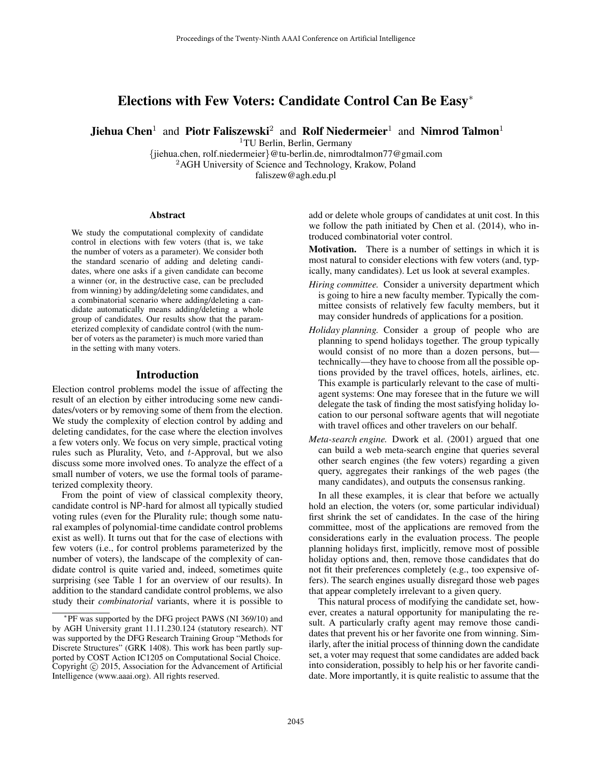# Elections with Few Voters: Candidate Control Can Be Easy*

**Jiehua Chen**[1] and **Piotr Faliszewski**[2] and **Rolf Niedermeier**[1] and **Nimrod Talmon**[1]

[1]TU Berlin, Berlin, Germany

{jiehua.chen, rolf.niedermeier}@tu-berlin.de, nimrodtalmon77@gmail.com

[2]AGH University of Science and Technology, Krakow, Poland

faliszew@agh.edu.pl

## Abstract

We study the computational complexity of candidate control in elections with few voters (that is, we take the number of voters as a parameter). We consider both the standard scenario of adding and deleting candidates, where one asks if a given candidate can become a winner (or, in the destructive case, can be precluded from winning) by adding/deleting some candidates, and a combinatorial scenario where adding/deleting a candidate automatically means adding/deleting a whole group of candidates. Our results show that the parameterized complexity of candidate control (with the number of voters as the parameter) is much more varied than in the setting with many voters.

## Introduction

Election control problems model the issue of affecting the result of an election by either introducing some new candidates/voters or by removing some of them from the election. We study the complexity of election control by adding and deleting candidates, for the case where the election involves a few voters only. We focus on very simple, practical voting rules such as Plurality, Veto, and $t$-Approval, but we also discuss some more involved ones. To analyze the effect of a small number of voters, we use the formal tools of parameterized complexity theory.

From the point of view of classical complexity theory, candidate control is NP-hard for almost all typically studied voting rules (even for the Plurality rule; though some natural examples of polynomial-time candidate control problems exist as well). It turns out that for the case of elections with few voters (i.e., for control problems parameterized by the number of voters), the landscape of the complexity of candidate control is quite varied and, indeed, sometimes quite surprising (see Table 1 for an overview of our results). In addition to the standard candidate control problems, we also study their *combinatorial* variants, where it is possible to add or delete whole groups of candidates at unit cost. In this we follow the path initiated by Chen et al. (2014), who introduced combinatorial voter control.

**Motivation.** There is a number of settings in which it is most natural to consider elections with few voters (and, typically, many candidates). Let us look at several examples.

*Hiring committee.* Consider a university department which is going to hire a new faculty member. Typically the committee consists of relatively few faculty members, but it may consider hundreds of applications for a position.

*Holiday planning.* Consider a group of people who are planning to spend holidays together. The group typically would consist of no more than a dozen persons, but—technically—they have to choose from all the possible options provided by the travel offices, hotels, airlines, etc. This example is particularly relevant to the case of multi-agent systems: One may foresee that in the future we will delegate the task of finding the most satisfying holiday location to our personal software agents that will negotiate with travel offices and other travelers on our behalf.

*Meta-search engine.* Dwork et al. (2001) argued that one can build a web meta-search engine that queries several other search engines (the few voters) regarding a given query, aggregates their rankings of the web pages (the many candidates), and outputs the consensus ranking.

In all these examples, it is clear that before we actually hold an election, the voters (or, some particular individual) first shrink the set of candidates. In the case of the hiring committee, most of the applications are removed from the considerations early in the evaluation process. The people planning holidays first, implicitly, remove most of possible holiday options and, then, remove those candidates that do not fit their preferences completely (e.g., too expensive offers). The search engines usually disregard those web pages that appear completely irrelevant to a given query.

This natural process of modifying the candidate set, however, creates a natural opportunity for manipulating the result. A particularly crafty agent may remove those candidates that prevent his or her favorite one from winning. Similarly, after the initial process of thinning down the candidate set, a voter may request that some candidates are added back into consideration, possibly to help his or her favorite candidate. More importantly, it is quite realistic to assume that the

---

*PF was supported by the DFG project PAWS (NI 369/10) and by AGH University grant 11.11.230.124 (statutory research). NT was supported by the DFG Research Training Group "Methods for Discrete Structures" (GRK 1408). This work has been partly supported by COST Action IC1205 on Computational Social Choice.

Copyright © 2015, Association for the Advancement of Artificial Intelligence (www.aaai.org). All rights reserved.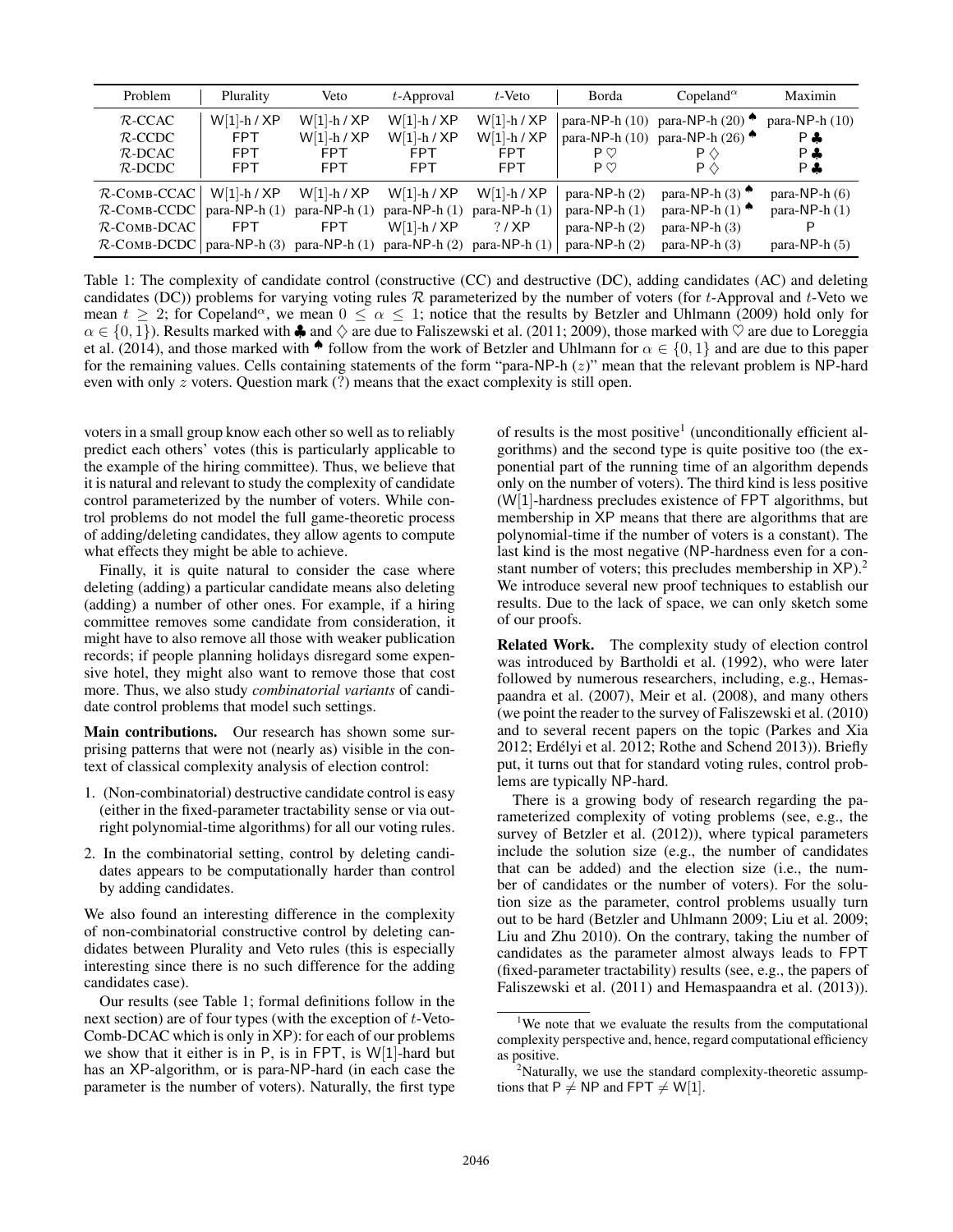| Problem | Plurality | Veto | $t$-Approval | $t$-Veto | Borda | Copeland$^\alpha$ | Maximin |
|---|---|---|---|---|---|---|---|
| $\mathcal{R}$-CCAC | W[1]-h / XP | W[1]-h / XP | W[1]-h / XP | W[1]-h / XP | para-NP-h (10) | para-NP-h (20) ♠ | para-NP-h (10) |
| $\mathcal{R}$-CCDC | FPT | W[1]-h / XP | W[1]-h / XP | W[1]-h / XP | para-NP-h (10) | para-NP-h (26) ♠ | P ♣ |
| $\mathcal{R}$-DCAC | FPT | FPT | FPT | FPT | P ♡ | P ♢ | P ♣ |
| $\mathcal{R}$-DCDC | FPT | FPT | FPT | FPT | P ♡ | P ♢ | P ♣ |
| $\mathcal{R}$-COMB-CCAC | W[1]-h / XP | W[1]-h / XP | W[1]-h / XP | W[1]-h / XP | para-NP-h (2) | para-NP-h (3) ♠ | para-NP-h (6) |
| $\mathcal{R}$-COMB-CCDC | para-NP-h (1) | para-NP-h (1) | para-NP-h (1) | para-NP-h (1) | para-NP-h (1) | para-NP-h (1) ♠ | para-NP-h (1) |
| $\mathcal{R}$-COMB-DCAC | FPT | FPT | W[1]-h / XP | ? / XP | para-NP-h (2) | para-NP-h (3) | P |
| $\mathcal{R}$-COMB-DCDC | para-NP-h (3) | para-NP-h (1) | para-NP-h (2) | para-NP-h (1) | para-NP-h (2) | para-NP-h (3) | para-NP-h (5) |

Table 1: The complexity of candidate control (constructive (CC) and destructive (DC), adding candidates (AC) and deleting candidates (DC)) problems for varying voting rules $\mathcal{R}$ parameterized by the number of voters (for $t$-Approval and $t$-Veto we mean $t \geq 2$; for Copeland$^\alpha$, we mean $0 \leq \alpha \leq 1$; notice that the results by Betzler and Uhlmann (2009) hold only for $\alpha \in \{0, 1\}$). Results marked with ♣ and ♢ are due to Faliszewski et al. (2011; 2009), those marked with ♡ are due to Loreggia et al. (2014), and those marked with ♠ follow from the work of Betzler and Uhlmann for $\alpha \in \{0, 1\}$ and are due to this paper for the remaining values. Cells containing statements of the form "para-NP-h ($z$)" mean that the relevant problem is NP-hard even with only $z$ voters. Question mark (?) means that the exact complexity is still open.

voters in a small group know each other so well as to reliably predict each others' votes (this is particularly applicable to the example of the hiring committee). Thus, we believe that it is natural and relevant to study the complexity of candidate control parameterized by the number of voters. While control problems do not model the full game-theoretic process of adding/deleting candidates, they allow agents to compute what effects they might be able to achieve.

Finally, it is quite natural to consider the case where deleting (adding) a particular candidate means also deleting (adding) a number of other ones. For example, if a hiring committee removes some candidate from consideration, it might have to also remove all those with weaker publication records; if people planning holidays disregard some expensive hotel, they might also want to remove those that cost more. Thus, we also study *combinatorial variants* of candidate control problems that model such settings.

**Main contributions.** Our research has shown some surprising patterns that were not (nearly as) visible in the context of classical complexity analysis of election control:

1. (Non-combinatorial) destructive candidate control is easy (either in the fixed-parameter tractability sense or via outright polynomial-time algorithms) for all our voting rules.
2. In the combinatorial setting, control by deleting candidates appears to be computationally harder than control by adding candidates.

We also found an interesting difference in the complexity of non-combinatorial constructive control by deleting candidates between Plurality and Veto rules (this is especially interesting since there is no such difference for the adding candidates case).

Our results (see Table 1; formal definitions follow in the next section) are of four types (with the exception of $t$-Veto-Comb-DCAC which is only in XP): for each of our problems we show that it either is in P, is in FPT, is W[1]-hard but has an XP-algorithm, or is para-NP-hard (in each case the parameter is the number of voters). Naturally, the first type of results is the most positive[1] (unconditionally efficient algorithms) and the second type is quite positive too (the exponential part of the running time of an algorithm depends only on the number of voters). The third kind is less positive (W[1]-hardness precludes existence of FPT algorithms, but membership in XP means that there are algorithms that are polynomial-time if the number of voters is a constant). The last kind is the most negative (NP-hardness even for a constant number of voters; this precludes membership in XP).[2] We introduce several new proof techniques to establish our results. Due to the lack of space, we can only sketch some of our proofs.

**Related Work.** The complexity study of election control was introduced by Bartholdi et al. (1992), who were later followed by numerous researchers, including, e.g., Hemaspaandra et al. (2007), Meir et al. (2008), and many others (we point the reader to the survey of Faliszewski et al. (2010) and to several recent papers on the topic (Parkes and Xia 2012; Erdélyi et al. 2012; Rothe and Schend 2013)). Briefly put, it turns out that for standard voting rules, control problems are typically NP-hard.

There is a growing body of research regarding the parameterized complexity of voting problems (see, e.g., the survey of Betzler et al. (2012)), where typical parameters include the solution size (e.g., the number of candidates that can be added) and the election size (i.e., the number of candidates or the number of voters). For the solution size as the parameter, control problems usually turn out to be hard (Betzler and Uhlmann 2009; Liu et al. 2009; Liu and Zhu 2010). On the contrary, taking the number of candidates as the parameter almost always leads to FPT (fixed-parameter tractability) results (see, e.g., the papers of Faliszewski et al. (2011) and Hemaspaandra et al. (2013)).

[1] We note that we evaluate the results from the computational complexity perspective and, hence, regard computational efficiency as positive.

[2] Naturally, we use the standard complexity-theoretic assumptions that P $\neq$ NP and FPT $\neq$ W[1].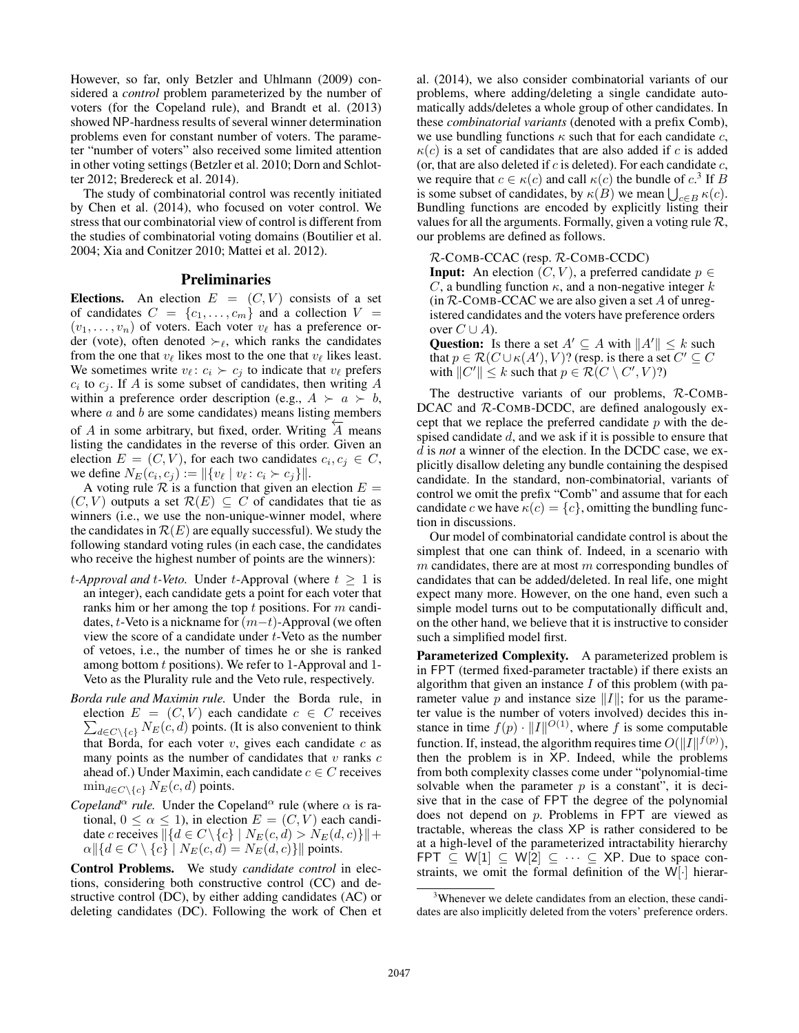However, so far, only Betzler and Uhlmann (2009) considered a *control* problem parameterized by the number of voters (for the Copeland rule), and Brandt et al. (2013) showed NP-hardness results of several winner determination problems even for constant number of voters. The parameter "number of voters" also received some limited attention in other voting settings (Betzler et al. 2010; Dorn and Schlotter 2012; Bredereck et al. 2014).

The study of combinatorial control was recently initiated by Chen et al. (2014), who focused on voter control. We stress that our combinatorial view of control is different from the studies of combinatorial voting domains (Boutilier et al. 2004; Xia and Conitzer 2010; Mattei et al. 2012).

## Preliminaries

**Elections.** An election $E = (C, V)$ consists of a set of candidates $C = \{c_1, \dots, c_m\}$ and a collection $V = (v_1, \dots, v_n)$ of voters. Each voter $v_\ell$ has a preference order (vote), often denoted $\succ_\ell$, which ranks the candidates from the one that $v_\ell$ likes most to the one that $v_\ell$ likes least. We sometimes write $v_\ell \colon c_i \succ c_j$ to indicate that $v_\ell$ prefers $c_i$ to $c_j$. If $A$ is some subset of candidates, then writing $A$ within a preference order description (e.g., $A \succ a \succ b$, where $a$ and $b$ are some candidates) means listing members of $A$ in some arbitrary, but fixed, order. Writing $\overleftarrow{A}$ means listing the candidates in the reverse of this order. Given an election $E = (C, V)$, for each two candidates $c_i, c_j \in C$, we define $N_E(c_i, c_j) := \|\{v_\ell \mid v_\ell \colon c_i \succ c_j\}\|$.

A voting rule $\mathcal{R}$ is a function that given an election $E = (C, V)$ outputs a set $\mathcal{R}(E) \subseteq C$ of candidates that tie as winners (i.e., we use the non-unique-winner model, where the candidates in $\mathcal{R}(E)$ are equally successful). We study the following standard voting rules (in each case, the candidates who receive the highest number of points are the winners):

- *$t$-Approval and $t$-Veto.* Under $t$-Approval (where $t \geq 1$ is an integer), each candidate gets a point for each voter that ranks him or her among the top $t$ positions. For $m$ candidates, $t$-Veto is a nickname for $(m-t)$-Approval (we often view the score of a candidate under $t$-Veto as the number of vetoes, i.e., the number of times he or she is ranked among bottom $t$ positions). We refer to 1-Approval and 1-Veto as the Plurality rule and the Veto rule, respectively.
- *Borda rule and Maximin rule.* Under the Borda rule, in election $E = (C, V)$ each candidate $c \in C$ receives $\sum_{d \in C \setminus \{c\}} N_E(c, d)$ points. (It is also convenient to think that Borda, for each voter $v$, gives each candidate $c$ as many points as the number of candidates that $v$ ranks $c$ ahead of.) Under Maximin, each candidate $c \in C$ receives $\min_{d \in C \setminus \{c\}} N_E(c, d)$ points.
- *Copeland$^\alpha$ rule.* Under the Copeland$^\alpha$ rule (where $\alpha$ is rational, $0 \leq \alpha \leq 1$), in election $E = (C, V)$ each candidate $c$ receives $\|\{d \in C \setminus \{c\} \mid N_E(c, d) > N_E(d, c)\}\| + \alpha \|\{d \in C \setminus \{c\} \mid N_E(c, d) = N_E(d, c)\}\|$ points.

**Control Problems.** We study *candidate control* in elections, considering both constructive control (CC) and destructive control (DC), by either adding candidates (AC) or deleting candidates (DC). Following the work of Chen et al. (2014), we also consider combinatorial variants of our problems, where adding/deleting a single candidate automatically adds/deletes a whole group of other candidates. In these *combinatorial variants* (denoted with a prefix Comb), we use bundling functions $\kappa$ such that for each candidate $c$, $\kappa(c)$ is a set of candidates that are also added if $c$ is added (or, that are also deleted if $c$ is deleted). For each candidate $c$, we require that $c \in \kappa(c)$ and call $\kappa(c)$ the bundle of $c$.[3] If $B$ is some subset of candidates, by $\kappa(B)$ we mean $\bigcup_{c \in B} \kappa(c)$. Bundling functions are encoded by explicitly listing their values for all the arguments. Formally, given a voting rule $\mathcal{R}$, our problems are defined as follows.

$\mathcal{R}$-COMB-CCAC (resp. $\mathcal{R}$-COMB-CCDC)
**Input:** An election $(C, V)$, a preferred candidate $p \in C$, a bundling function $\kappa$, and a non-negative integer $k$ (in $\mathcal{R}$-COMB-CCAC we are also given a set $A$ of unregistered candidates and the voters have preference orders over $C \cup A$).
**Question:** Is there a set $A' \subseteq A$ with $\|A'\| \leq k$ such that $p \in \mathcal{R}(C \cup \kappa(A'), V)$? (resp. is there a set $C' \subseteq C$ with $\|C'\| \leq k$ such that $p \in \mathcal{R}(C \setminus C', V)$?)

The destructive variants of our problems, $\mathcal{R}$-COMB-DCAC and $\mathcal{R}$-COMB-DCDC, are defined analogously except that we replace the preferred candidate $p$ with the despised candidate $d$, and we ask if it is possible to ensure that $d$ is *not* a winner of the election. In the DCDC case, we explicitly disallow deleting any bundle containing the despised candidate. In the standard, non-combinatorial, variants of control we omit the prefix "Comb" and assume that for each candidate $c$ we have $\kappa(c) = \{c\}$, omitting the bundling function in discussions.

Our model of combinatorial candidate control is about the simplest that one can think of. Indeed, in a scenario with $m$ candidates, there are at most $m$ corresponding bundles of candidates that can be added/deleted. In real life, one might expect many more. However, on the one hand, even such a simple model turns out to be computationally difficult and, on the other hand, we believe that it is instructive to consider such a simplified model first.

**Parameterized Complexity.** A parameterized problem is in FPT (termed fixed-parameter tractable) if there exists an algorithm that given an instance $I$ of this problem (with parameter value $p$ and instance size $\|I\|$; for us the parameter value is the number of voters involved) decides this instance in time $f(p) \cdot \|I\|^{O(1)}$, where $f$ is some computable function. If, instead, the algorithm requires time $O(\|I\|^{f(p)})$, then the problem is in XP. Indeed, while the problems from both complexity classes come under "polynomial-time solvable when the parameter $p$ is a constant", it is decisive that in the case of FPT the degree of the polynomial does not depend on $p$. Problems in FPT are viewed as tractable, whereas the class XP is rather considered to be at a high-level of the parameterized intractability hierarchy $\mathsf{FPT} \subseteq \mathsf{W[1]} \subseteq \mathsf{W[2]} \subseteq \cdots \subseteq \mathsf{XP}$. Due to space constraints, we omit the formal definition of the $\mathsf{W}[\cdot]$ hierar-

[3] Whenever we delete candidates from an election, these candidates are also implicitly deleted from the voters' preference orders.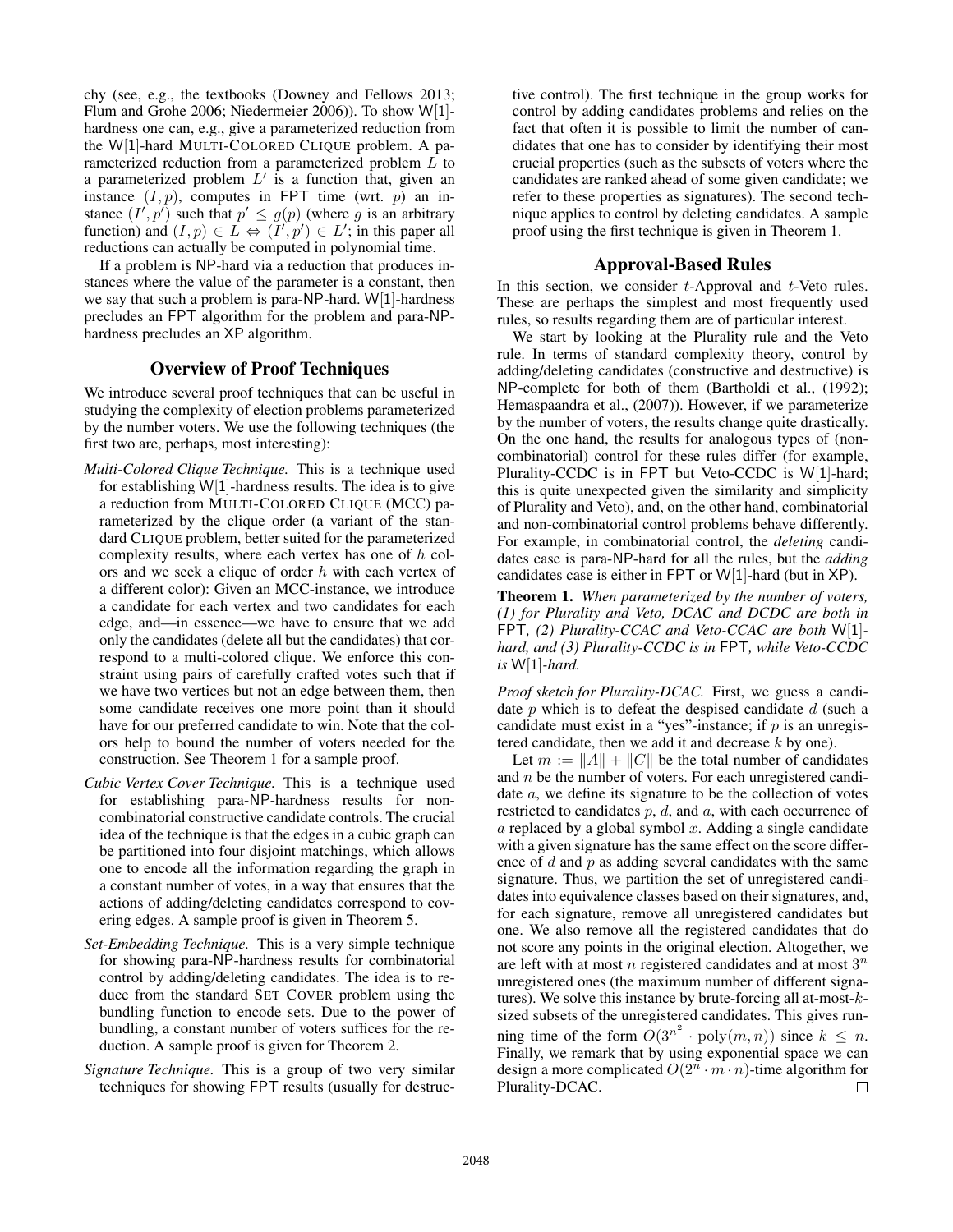chy (see, e.g., the textbooks (Downey and Fellows 2013; Flum and Grohe 2006; Niedermeier 2006)). To show W[1]-hardness one can, e.g., give a parameterized reduction from the W[1]-hard MULTI-COLORED CLIQUE problem. A parameterized reduction from a parameterized problem $L$ to a parameterized problem $L'$ is a function that, given an instance $(I, p)$, computes in FPT time (wrt. $p$) an instance $(I', p')$ such that $p' \leq g(p)$ (where $g$ is an arbitrary function) and $(I, p) \in L \Leftrightarrow (I', p') \in L'$; in this paper all reductions can actually be computed in polynomial time.

If a problem is NP-hard via a reduction that produces instances where the value of the parameter is a constant, then we say that such a problem is para-NP-hard. W[1]-hardness precludes an FPT algorithm for the problem and para-NP-hardness precludes an XP algorithm.

## Overview of Proof Techniques

We introduce several proof techniques that can be useful in studying the complexity of election problems parameterized by the number voters. We use the following techniques (the first two are, perhaps, most interesting):

- *Multi-Colored Clique Technique.* This is a technique used for establishing W[1]-hardness results. The idea is to give a reduction from MULTI-COLORED CLIQUE (MCC) parameterized by the clique order (a variant of the standard CLIQUE problem, better suited for the parameterized complexity results, where each vertex has one of $h$ colors and we seek a clique of order $h$ with each vertex of a different color): Given an MCC-instance, we introduce a candidate for each vertex and two candidates for each edge, and—in essence—we have to ensure that we add only the candidates (delete all but the candidates) that correspond to a multi-colored clique. We enforce this constraint using pairs of carefully crafted votes such that if we have two vertices but not an edge between them, then some candidate receives one more point than it should have for our preferred candidate to win. Note that the colors help to bound the number of voters needed for the construction. See Theorem 1 for a sample proof.
- *Cubic Vertex Cover Technique.* This is a technique used for establishing para-NP-hardness results for non-combinatorial constructive candidate controls. The crucial idea of the technique is that the edges in a cubic graph can be partitioned into four disjoint matchings, which allows one to encode all the information regarding the graph in a constant number of votes, in a way that ensures that the actions of adding/deleting candidates correspond to covering edges. A sample proof is given in Theorem 5.
- *Set-Embedding Technique.* This is a very simple technique for showing para-NP-hardness results for combinatorial control by adding/deleting candidates. The idea is to reduce from the standard SET COVER problem using the bundling function to encode sets. Due to the power of bundling, a constant number of voters suffices for the reduction. A sample proof is given for Theorem 2.
- *Signature Technique.* This is a group of two very similar techniques for showing FPT results (usually for destructive control). The first technique in the group works for control by adding candidates problems and relies on the fact that often it is possible to limit the number of candidates that one has to consider by identifying their most crucial properties (such as the subsets of voters where the candidates are ranked ahead of some given candidate; we refer to these properties as signatures). The second technique applies to control by deleting candidates. A sample proof using the first technique is given in Theorem 1.

## Approval-Based Rules

In this section, we consider $t$-Approval and $t$-Veto rules. These are perhaps the simplest and most frequently used rules, so results regarding them are of particular interest.

We start by looking at the Plurality rule and the Veto rule. In terms of standard complexity theory, control by adding/deleting candidates (constructive and destructive) is NP-complete for both of them (Bartholdi et al., (1992); Hemaspaandra et al., (2007)). However, if we parameterize by the number of voters, the results change quite drastically. On the one hand, the results for analogous types of (non-combinatorial) control for these rules differ (for example, Plurality-CCDC is in FPT but Veto-CCDC is W[1]-hard; this is quite unexpected given the similarity and simplicity of Plurality and Veto), and, on the other hand, combinatorial and non-combinatorial control problems behave differently. For example, in combinatorial control, the *deleting* candidates case is para-NP-hard for all the rules, but the *adding* candidates case is either in FPT or W[1]-hard (but in XP).

**Theorem 1.** *When parameterized by the number of voters, (1) for Plurality and Veto, DCAC and DCDC are both in* FPT*, (2) Plurality-CCAC and Veto-CCAC are both* W[1]*-hard, and (3) Plurality-CCDC is in* FPT*, while Veto-CCDC is* W[1]*-hard.*

*Proof sketch for Plurality-DCAC.* First, we guess a candidate $p$ which is to defeat the despised candidate $d$ (such a candidate must exist in a "yes"-instance; if $p$ is an unregistered candidate, then we add it and decrease $k$ by one).

Let $m := \|A\| + \|C\|$ be the total number of candidates and $n$ be the number of voters. For each unregistered candidate $a$, we define its signature to be the collection of votes restricted to candidates $p$, $d$, and $a$, with each occurrence of $a$ replaced by a global symbol $x$. Adding a single candidate with a given signature has the same effect on the score difference of $d$ and $p$ as adding several candidates with the same signature. Thus, we partition the set of unregistered candidates into equivalence classes based on their signatures, and, for each signature, remove all unregistered candidates but one. We also remove all the registered candidates that do not score any points in the original election. Altogether, we are left with at most $n$ registered candidates and at most $3^n$ unregistered ones (the maximum number of different signatures). We solve this instance by brute-forcing all at-most-$k$-sized subsets of the unregistered candidates. This gives running time of the form $O(3^{n^2} \cdot \text{poly}(m, n))$ since $k \leq n$. Finally, we remark that by using exponential space we can design a more complicated $O(2^n \cdot m \cdot n)$-time algorithm for Plurality-DCAC. □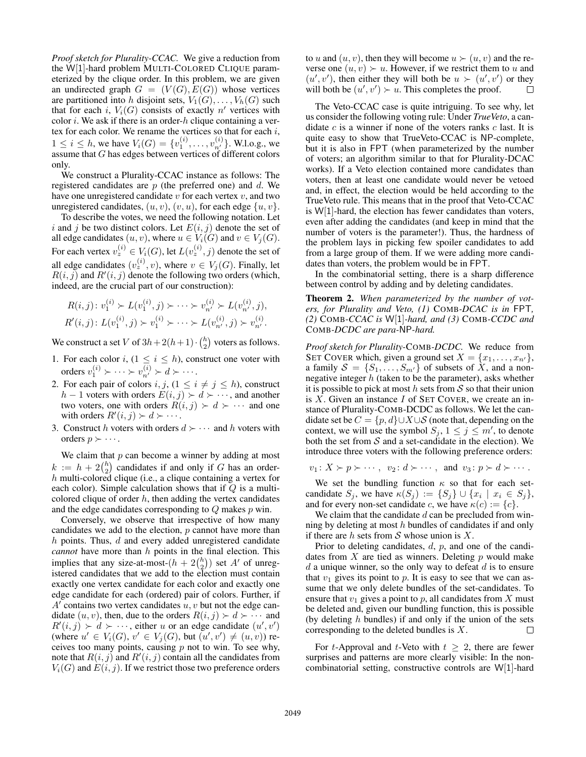*Proof sketch for Plurality-CCAC.* We give a reduction from the W[1]-hard problem MULTI-COLORED CLIQUE parameterized by the clique order. In this problem, we are given an undirected graph $G = (V(G), E(G))$ whose vertices are partitioned into $h$ disjoint sets, $V_1(G), \dots, V_h(G)$ such that for each $i$, $V_i(G)$ consists of exactly $n'$ vertices with color $i$. We ask if there is an order-$h$ clique containing a vertex for each color. We rename the vertices so that for each $i$, $1 \le i \le h$, we have $V_i(G) = \{v_1^{(i)}, \dots, v_{n'}^{(i)}\}$. W.l.o.g., we assume that $G$ has edges between vertices of different colors only.

We construct a Plurality-CCAC instance as follows: The registered candidates are $p$ (the preferred one) and $d$. We have one unregistered candidate $v$ for each vertex $v$, and two unregistered candidates, $(u, v)$, $(v, u)$, for each edge $\{u, v\}$.

To describe the votes, we need the following notation. Let $i$ and $j$ be two distinct colors. Let $E(i, j)$ denote the set of all edge candidates $(u, v)$, where $u \in V_i(G)$ and $v \in V_j(G)$. For each vertex $v_z^{(i)} \in V_i(G)$, let $L(v_z^{(i)}, j)$ denote the set of all edge candidates $(v_z^{(i)}, v)$, where $v \in V_j(G)$. Finally, let $R(i, j)$ and $R'(i, j)$ denote the following two orders (which, indeed, are the crucial part of our construction):

$$R(i, j)\colon v_1^{(i)} \succ L(v_1^{(i)}, j) \succ \cdots \succ v_{n'}^{(i)} \succ L(v_{n'}^{(i)}, j),$$
$$R'(i, j)\colon L(v_1^{(i)}, j) \succ v_1^{(i)} \succ \cdots \succ L(v_{n'}^{(i)}, j) \succ v_{n'}^{(i)}.$$

We construct a set $V$ of $3h + 2(h+1) \cdot \binom{h}{2}$ voters as follows.

1. For each color $i$, ($1 \le i \le h$), construct one voter with orders $v_1^{(i)} \succ \cdots \succ v_{n'}^{(i)} \succ d \succ \cdots$.
2. For each pair of colors $i, j$, ($1 \le i \ne j \le h$), construct $h - 1$ voters with orders $E(i, j) \succ d \succ \cdots$, and another two voters, one with orders $R(i, j) \succ d \succ \cdots$ and one with orders $R'(i, j) \succ d \succ \cdots$.
3. Construct $h$ voters with orders $d \succ \cdots$ and $h$ voters with orders $p \succ \cdots$.

We claim that $p$ can become a winner by adding at most $k := h + 2\binom{h}{2}$ candidates if and only if $G$ has an order-$h$ multi-colored clique (i.e., a clique containing a vertex for each color). Simple calculation shows that if $Q$ is a multi-colored clique of order $h$, then adding the vertex candidates and the edge candidates corresponding to $Q$ makes $p$ win.

Conversely, we observe that irrespective of how many candidates we add to the election, $p$ cannot have more than $h$ points. Thus, $d$ and every added unregistered candidate *cannot* have more than $h$ points in the final election. This implies that any size-at-most-$(h + 2\binom{h}{2})$ set $A'$ of unregistered candidates that we add to the election must contain exactly one vertex candidate for each color and exactly one edge candidate for each (ordered) pair of colors. Further, if $A'$ contains two vertex candidates $u, v$ but not the edge candidate $(u, v)$, then, due to the orders $R(i, j) \succ d \succ \cdots$ and $R'(i, j) \succ d \succ \cdots$, either $u$ or an edge candidate $(u', v')$ (where $u' \in V_i(G)$, $v' \in V_j(G)$, but $(u', v') \ne (u, v)$) receives too many points, causing $p$ not to win. To see why, note that $R(i, j)$ and $R'(i, j)$ contain all the candidates from $V_i(G)$ and $E(i, j)$. If we restrict those two preference orders to $u$ and $(u, v)$, then they will become $u \succ (u, v)$ and the reverse one $(u, v) \succ u$. However, if we restrict them to $u$ and $(u', v')$, then either they will both be $u \succ (u', v')$ or they will both be $(u', v') \succ u$. This completes the proof. $\square$

The Veto-CCAC case is quite intriguing. To see why, let us consider the following voting rule: Under *TrueVeto*, a candidate $c$ is a winner if none of the voters ranks $c$ last. It is quite easy to show that TrueVeto-CCAC is NP-complete, but it is also in FPT (when parameterized by the number of voters; an algorithm similar to that for Plurality-DCAC works). If a Veto election contained more candidates than voters, then at least one candidate would never be vetoed and, in effect, the election would be held according to the TrueVeto rule. This means that in the proof that Veto-CCAC is W[1]-hard, the election has fewer candidates than voters, even after adding the candidates (and keep in mind that the number of voters is the parameter!). Thus, the hardness of the problem lays in picking few spoiler candidates to add from a large group of them. If we were adding more candidates than voters, the problem would be in FPT.

In the combinatorial setting, there is a sharp difference between control by adding and by deleting candidates.

**Theorem 2.** *When parameterized by the number of voters, for Plurality and Veto, (1)* COMB*-DCAC is in* FPT*, (2)* COMB*-CCAC is* W[1]*-hard, and (3)* COMB*-CCDC and* COMB*-DCDC are para-*NP*-hard.*

*Proof sketch for Plurality-*COMB*-DCDC.* We reduce from SET COVER which, given a ground set $X = \{x_1, \dots, x_{n'}\}$, a family $\mathcal{S} = \{S_1, \dots, S_{m'}\}$ of subsets of $X$, and a non-negative integer $h$ (taken to be the parameter), asks whether it is possible to pick at most $h$ sets from $\mathcal{S}$ so that their union is $X$. Given an instance $I$ of SET COVER, we create an instance of Plurality-COMB-DCDC as follows. We let the candidate set be $C = \{p, d\} \cup X \cup \mathcal{S}$ (note that, depending on the context, we will use the symbol $S_j$, $1 \le j \le m'$, to denote both the set from $\mathcal{S}$ and a set-candidate in the election). We introduce three voters with the following preference orders:

$$v_1\colon X \succ p \succ \cdots, \;\; v_2\colon d \succ \cdots, \;\; \text{and} \;\; v_3\colon p \succ d \succ \cdots.$$

We set the bundling function $\kappa$ so that for each set-candidate $S_j$, we have $\kappa(S_j) := \{S_j\} \cup \{x_i \mid x_i \in S_j\}$, and for every non-set candidate $c$, we have $\kappa(c) := \{c\}$.

We claim that the candidate $d$ can be precluded from winning by deleting at most $h$ bundles of candidates if and only if there are $h$ sets from $\mathcal{S}$ whose union is $X$.

Prior to deleting candidates, $d$, $p$, and one of the candidates from $X$ are tied as winners. Deleting $p$ would make $d$ a unique winner, so the only way to defeat $d$ is to ensure that $v_1$ gives its point to $p$. It is easy to see that we can assume that we only delete bundles of the set-candidates. To ensure that $v_1$ gives a point to $p$, all candidates from $X$ must be deleted and, given our bundling function, this is possible (by deleting $h$ bundles) if and only if the union of the sets corresponding to the deleted bundles is $X$. $\square$

For $t$-Approval and $t$-Veto with $t \ge 2$, there are fewer surprises and patterns are more clearly visible: In the non-combinatorial setting, constructive controls are W[1]-hard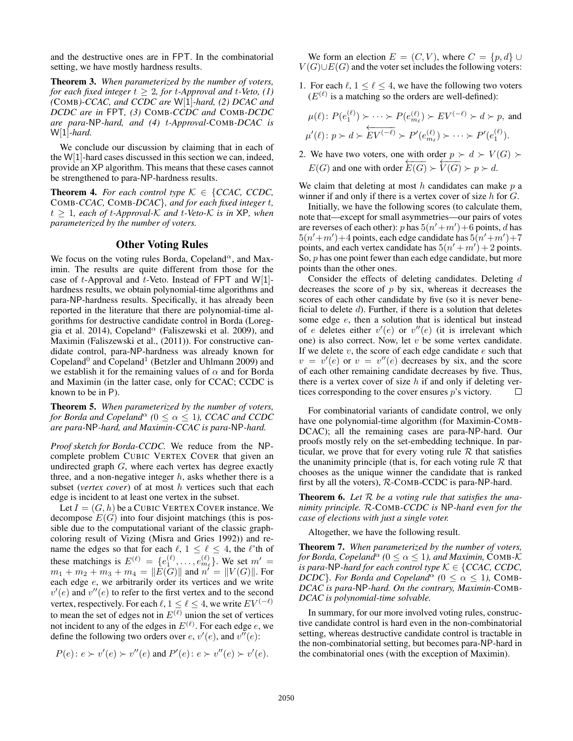and the destructive ones are in FPT. In the combinatorial setting, we have mostly hardness results.

**Theorem 3.** *When parameterized by the number of voters, for each fixed integer $t \geq 2$, for $t$-Approval and $t$-Veto, (1) (*COMB*)-CCAC, and CCDC are* W[1]*-hard, (2) DCAC and DCDC are in* FPT*, (3)* COMB*-CCDC and* COMB*-DCDC are para-*NP*-hard, and (4) $t$-Approval-*COMB*-DCAC is* W[1]*-hard.*

We conclude our discussion by claiming that in each of the W[1]-hard cases discussed in this section we can, indeed, provide an XP algorithm. This means that these cases cannot be strengthened to para-NP-hardness results.

**Theorem 4.** *For each control type $\mathcal{K} \in \{$CCAC, CCDC,* COMB*-CCAC,* COMB*-DCAC$\}$, and for each fixed integer $t$, $t \geq 1$, each of $t$-Approval-$\mathcal{K}$ and $t$-Veto-$\mathcal{K}$ is in* XP*, when parameterized by the number of voters.*

## Other Voting Rules

We focus on the voting rules Borda, Copeland$^\alpha$, and Maximin. The results are quite different from those for the case of $t$-Approval and $t$-Veto. Instead of FPT and W[1]-hardness results, we obtain polynomial-time algorithms and para-NP-hardness results. Specifically, it has already been reported in the literature that there are polynomial-time algorithms for destructive candidate control in Borda (Loreggia et al. 2014), Copeland$^\alpha$ (Faliszewski et al. 2009), and Maximin (Faliszewski et al., (2011)). For constructive candidate control, para-NP-hardness was already known for Copeland$^0$ and Copeland$^1$ (Betzler and Uhlmann 2009) and we establish it for the remaining values of $\alpha$ and for Borda and Maximin (in the latter case, only for CCAC; CCDC is known to be in P).

**Theorem 5.** *When parameterized by the number of voters, for Borda and Copeland$^\alpha$ ($0 \leq \alpha \leq 1$), CCAC and CCDC are para-*NP*-hard, and Maximin-CCAC is para-*NP*-hard.*

*Proof sketch for Borda-CCDC.* We reduce from the NP-complete problem CUBIC VERTEX COVER that given an undirected graph $G$, where each vertex has degree exactly three, and a non-negative integer $h$, asks whether there is a subset (*vertex cover*) of at most $h$ vertices such that each edge is incident to at least one vertex in the subset.

Let $I = (G, h)$ be a CUBIC VERTEX COVER instance. We decompose $E(G)$ into four disjoint matchings (this is possible due to the computational variant of the classic graph-coloring result of Vizing (Misra and Gries 1992)) and rename the edges so that for each $\ell$, $1 \leq \ell \leq 4$, the $\ell$'th of these matchings is $E^{(\ell)} = \{e_1^{(\ell)}, \dots, e_{m_\ell}^{(\ell)}\}$. We set $m' = m_1 + m_2 + m_3 + m_4 = \|E(G)\|$ and $n' = \|V(G)\|$. For each edge $e$, we arbitrarily order its vertices and we write $v'(e)$ and $v''(e)$ to refer to the first vertex and to the second vertex, respectively. For each $\ell$, $1 \leq \ell \leq 4$, we write $EV^{(-\ell)}$ to mean the set of edges not in $E^{(\ell)}$ union the set of vertices not incident to any of the edges in $E^{(\ell)}$. For each edge $e$, we define the following two orders over $e$, $v'(e)$, and $v''(e)$:

$$P(e) \colon e \succ v'(e) \succ v''(e) \text{ and } P'(e) \colon e \succ v''(e) \succ v'(e).$$

We form an election $E = (C, V)$, where $C = \{p, d\} \cup V(G) \cup E(G)$ and the voter set includes the following voters:

1. For each $\ell$, $1 \leq \ell \leq 4$, we have the following two voters ($E^{(\ell)}$ is a matching so the orders are well-defined):

$$\mu(\ell) \colon P(e_1^{(\ell)}) \succ \dots \succ P(e_{m_\ell}^{(\ell)}) \succ EV^{(-\ell)} \succ d \succ p, \text{ and}$$

$$\mu'(\ell) \colon p \succ d \succ \overleftarrow{EV^{(-\ell)}} \succ P'(e_{m_\ell}^{(\ell)}) \succ \dots \succ P'(e_1^{(\ell)}).$$

2. We have two voters, one with order $p \succ d \succ V(G) \succ E(G)$ and one with order $\overleftarrow{E(G)} \succ \overleftarrow{V(G)} \succ p \succ d$.

We claim that deleting at most $h$ candidates can make $p$ a winner if and only if there is a vertex cover of size $h$ for $G$.

Initially, we have the following scores (to calculate them, note that—except for small asymmetries—our pairs of votes are reverses of each other): $p$ has $5(n'+m')+6$ points, $d$ has $5(n'+m')+4$ points, each edge candidate has $5(n'+m')+7$ points, and each vertex candidate has $5(n'+m')+2$ points. So, $p$ has one point fewer than each edge candidate, but more points than the other ones.

Consider the effects of deleting candidates. Deleting $d$ decreases the score of $p$ by six, whereas it decreases the scores of each other candidate by five (so it is never beneficial to delete $d$). Further, if there is a solution that deletes some edge $e$, then a solution that is identical but instead of $e$ deletes either $v'(e)$ or $v''(e)$ (it is irrelevant which one) is also correct. Now, let $v$ be some vertex candidate. If we delete $v$, the score of each edge candidate $e$ such that $v = v'(e)$ or $v = v''(e)$ decreases by six, and the score of each other remaining candidate decreases by five. Thus, there is a vertex cover of size $h$ if and only if deleting vertices corresponding to the cover ensures $p$'s victory. $\square$

For combinatorial variants of candidate control, we only have one polynomial-time algorithm (for Maximin-COMB-DCAC); all the remaining cases are para-NP-hard. Our proofs mostly rely on the set-embedding technique. In particular, we prove that for every voting rule $\mathcal{R}$ that satisfies the unanimity principle (that is, for each voting rule $\mathcal{R}$ that chooses as the unique winner the candidate that is ranked first by all the voters), $\mathcal{R}$-COMB-CCDC is para-NP-hard.

**Theorem 6.** *Let $\mathcal{R}$ be a voting rule that satisfies the unanimity principle. $\mathcal{R}$-*COMB*-CCDC is* NP*-hard even for the case of elections with just a single voter.*

Altogether, we have the following result.

**Theorem 7.** *When parameterized by the number of voters, for Borda, Copeland$^\alpha$ ($0 \leq \alpha \leq 1$), and Maximin,* COMB*-$\mathcal{K}$ is para-*NP*-hard for each control type $\mathcal{K} \in \{$CCAC, CCDC, DCDC$\}$. For Borda and Copeland$^\alpha$ ($0 \leq \alpha \leq 1$),* COMB*-DCAC is para-*NP*-hard. On the contrary, Maximin-*COMB*-DCAC is polynomial-time solvable.*

In summary, for our more involved voting rules, constructive candidate control is hard even in the non-combinatorial setting, whereas destructive candidate control is tractable in the non-combinatorial setting, but becomes para-NP-hard in the combinatorial ones (with the exception of Maximin).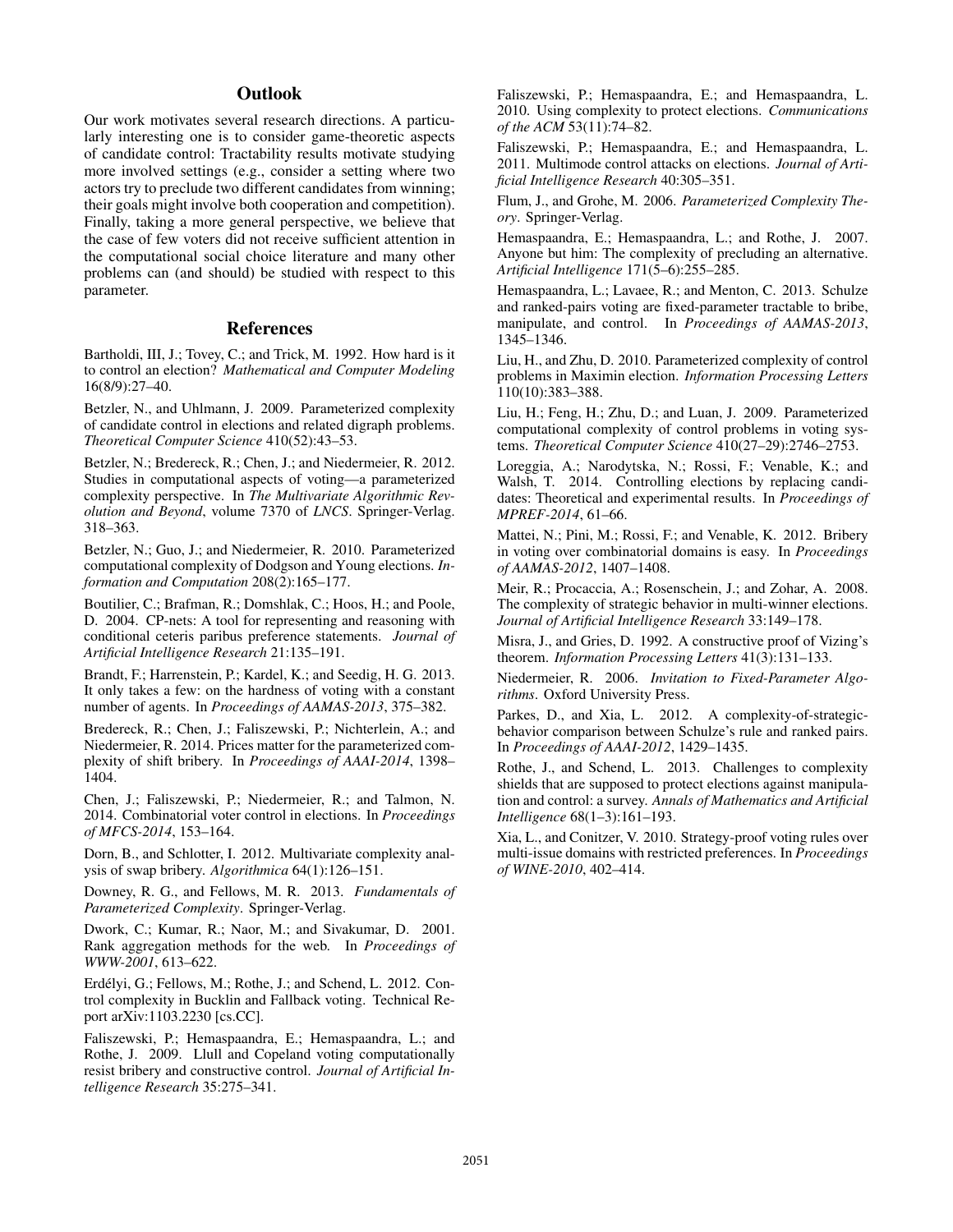## Outlook

Our work motivates several research directions. A particularly interesting one is to consider game-theoretic aspects of candidate control: Tractability results motivate studying more involved settings (e.g., consider a setting where two actors try to preclude two different candidates from winning; their goals might involve both cooperation and competition). Finally, taking a more general perspective, we believe that the case of few voters did not receive sufficient attention in the computational social choice literature and many other problems can (and should) be studied with respect to this parameter.

## References

Bartholdi, III, J.; Tovey, C.; and Trick, M. 1992. How hard is it to control an election? *Mathematical and Computer Modeling* 16(8/9):27–40.

Betzler, N., and Uhlmann, J. 2009. Parameterized complexity of candidate control in elections and related digraph problems. *Theoretical Computer Science* 410(52):43–53.

Betzler, N.; Bredereck, R.; Chen, J.; and Niedermeier, R. 2012. Studies in computational aspects of voting—a parameterized complexity perspective. In *The Multivariate Algorithmic Revolution and Beyond*, volume 7370 of *LNCS*. Springer-Verlag. 318–363.

Betzler, N.; Guo, J.; and Niedermeier, R. 2010. Parameterized computational complexity of Dodgson and Young elections. *Information and Computation* 208(2):165–177.

Boutilier, C.; Brafman, R.; Domshlak, C.; Hoos, H.; and Poole, D. 2004. CP-nets: A tool for representing and reasoning with conditional ceteris paribus preference statements. *Journal of Artificial Intelligence Research* 21:135–191.

Brandt, F.; Harrenstein, P.; Kardel, K.; and Seedig, H. G. 2013. It only takes a few: on the hardness of voting with a constant number of agents. In *Proceedings of AAMAS-2013*, 375–382.

Bredereck, R.; Chen, J.; Faliszewski, P.; Nichterlein, A.; and Niedermeier, R. 2014. Prices matter for the parameterized complexity of shift bribery. In *Proceedings of AAAI-2014*, 1398–1404.

Chen, J.; Faliszewski, P.; Niedermeier, R.; and Talmon, N. 2014. Combinatorial voter control in elections. In *Proceedings of MFCS-2014*, 153–164.

Dorn, B., and Schlotter, I. 2012. Multivariate complexity analysis of swap bribery. *Algorithmica* 64(1):126–151.

Downey, R. G., and Fellows, M. R. 2013. *Fundamentals of Parameterized Complexity*. Springer-Verlag.

Dwork, C.; Kumar, R.; Naor, M.; and Sivakumar, D. 2001. Rank aggregation methods for the web. In *Proceedings of WWW-2001*, 613–622.

Erdélyi, G.; Fellows, M.; Rothe, J.; and Schend, L. 2012. Control complexity in Bucklin and Fallback voting. Technical Report arXiv:1103.2230 [cs.CC].

Faliszewski, P.; Hemaspaandra, E.; Hemaspaandra, L.; and Rothe, J. 2009. Llull and Copeland voting computationally resist bribery and constructive control. *Journal of Artificial Intelligence Research* 35:275–341.

Faliszewski, P.; Hemaspaandra, E.; and Hemaspaandra, L. 2010. Using complexity to protect elections. *Communications of the ACM* 53(11):74–82.

Faliszewski, P.; Hemaspaandra, E.; and Hemaspaandra, L. 2011. Multimode control attacks on elections. *Journal of Artificial Intelligence Research* 40:305–351.

Flum, J., and Grohe, M. 2006. *Parameterized Complexity Theory*. Springer-Verlag.

Hemaspaandra, E.; Hemaspaandra, L.; and Rothe, J. 2007. Anyone but him: The complexity of precluding an alternative. *Artificial Intelligence* 171(5–6):255–285.

Hemaspaandra, L.; Lavaee, R.; and Menton, C. 2013. Schulze and ranked-pairs voting are fixed-parameter tractable to bribe, manipulate, and control. In *Proceedings of AAMAS-2013*, 1345–1346.

Liu, H., and Zhu, D. 2010. Parameterized complexity of control problems in Maximin election. *Information Processing Letters* 110(10):383–388.

Liu, H.; Feng, H.; Zhu, D.; and Luan, J. 2009. Parameterized computational complexity of control problems in voting systems. *Theoretical Computer Science* 410(27–29):2746–2753.

Loreggia, A.; Narodytska, N.; Rossi, F.; Venable, K.; and Walsh, T. 2014. Controlling elections by replacing candidates: Theoretical and experimental results. In *Proceedings of MPREF-2014*, 61–66.

Mattei, N.; Pini, M.; Rossi, F.; and Venable, K. 2012. Bribery in voting over combinatorial domains is easy. In *Proceedings of AAMAS-2012*, 1407–1408.

Meir, R.; Procaccia, A.; Rosenschein, J.; and Zohar, A. 2008. The complexity of strategic behavior in multi-winner elections. *Journal of Artificial Intelligence Research* 33:149–178.

Misra, J., and Gries, D. 1992. A constructive proof of Vizing's theorem. *Information Processing Letters* 41(3):131–133.

Niedermeier, R. 2006. *Invitation to Fixed-Parameter Algorithms*. Oxford University Press.

Parkes, D., and Xia, L. 2012. A complexity-of-strategic-behavior comparison between Schulze's rule and ranked pairs. In *Proceedings of AAAI-2012*, 1429–1435.

Rothe, J., and Schend, L. 2013. Challenges to complexity shields that are supposed to protect elections against manipulation and control: a survey. *Annals of Mathematics and Artificial Intelligence* 68(1–3):161–193.

Xia, L., and Conitzer, V. 2010. Strategy-proof voting rules over multi-issue domains with restricted preferences. In *Proceedings of WINE-2010*, 402–414.